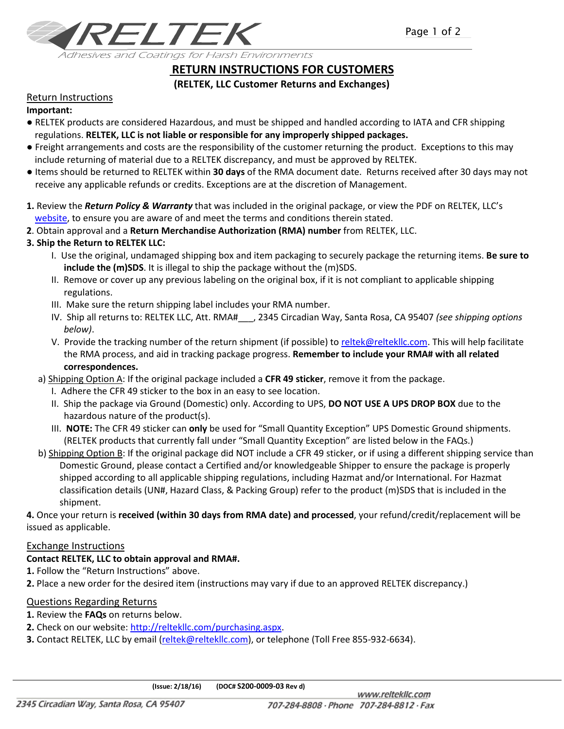# RETURN INSTRUCTIONS FOR CUSTOMERS

## (RELTEK, LLC Customer Returns and Exchanges)

### Return Instructions

**Important:**

- RELTEK products are considered Hazardous, and must be shipped and handled according to IATA and CFR shipping regulations. **RELTEK, LLC is not liable or responsible for any improperly shipped packages.**
- Freight arrangements and costs are the responsibility of the customer returning the product. Exceptions to this may include returning of material due to a RELTEK discrepancy, and must be approved by RELTEK.
- Items should be returned to RELTEK within **30 days** of the RMA document date. Returns received after 30 days may not receive any applicable refunds or credits. Exceptions are at the discretion of Management.

**1.** Review the ***Return Policy & Warranty*** that was included in the original package, or view the PDF on RELTEK, LLC's website, to ensure you are aware of and meet the terms and conditions therein stated.

**2**. Obtain approval and a **Return Merchandise Authorization (RMA) number** from RELTEK, LLC.

**3. Ship the Return to RELTEK LLC:**

I. Use the original, undamaged shipping box and item packaging to securely package the returning items. **Be sure to include the (m)SDS**. It is illegal to ship the package without the (m)SDS.

II. Remove or cover up any previous labeling on the original box, if it is not compliant to applicable shipping regulations.

III. Make sure the return shipping label includes your RMA number.

IV. Ship all returns to: RELTEK LLC, Att. RMA#___, 2345 Circadian Way, Santa Rosa, CA 95407 *(see shipping options below)*.

V. Provide the tracking number of the return shipment (if possible) to reltek@reltekllc.com. This will help facilitate the RMA process, and aid in tracking package progress. **Remember to include your RMA# with all related correspondences.**

a) Shipping Option A: If the original package included a **CFR 49 sticker**, remove it from the package.

I. Adhere the CFR 49 sticker to the box in an easy to see location.

II. Ship the package via Ground (Domestic) only. According to UPS, **DO NOT USE A UPS DROP BOX** due to the hazardous nature of the product(s).

III. **NOTE:** The CFR 49 sticker can **only** be used for "Small Quantity Exception" UPS Domestic Ground shipments. (RELTEK products that currently fall under "Small Quantity Exception" are listed below in the FAQs.)

b) Shipping Option B: If the original package did NOT include a CFR 49 sticker, or if using a different shipping service than Domestic Ground, please contact a Certified and/or knowledgeable Shipper to ensure the package is properly shipped according to all applicable shipping regulations, including Hazmat and/or International. For Hazmat classification details (UN#, Hazard Class, & Packing Group) refer to the product (m)SDS that is included in the shipment.

**4.** Once your return is **received (within 30 days from RMA date) and processed**, your refund/credit/replacement will be issued as applicable.

### Exchange Instructions

**Contact RELTEK, LLC to obtain approval and RMA#.**

**1.** Follow the "Return Instructions" above.

**2.** Place a new order for the desired item (instructions may vary if due to an approved RELTEK discrepancy.)

### Questions Regarding Returns

**1.** Review the **FAQs** on returns below.

**2.** Check on our website: http://reltekllc.com/purchasing.aspx.

**3.** Contact RELTEK, LLC by email (reltek@reltekllc.com), or telephone (Toll Free 855-932-6634).

(Issue: 2/18/16) (DOC# S200-0009-03 Rev d)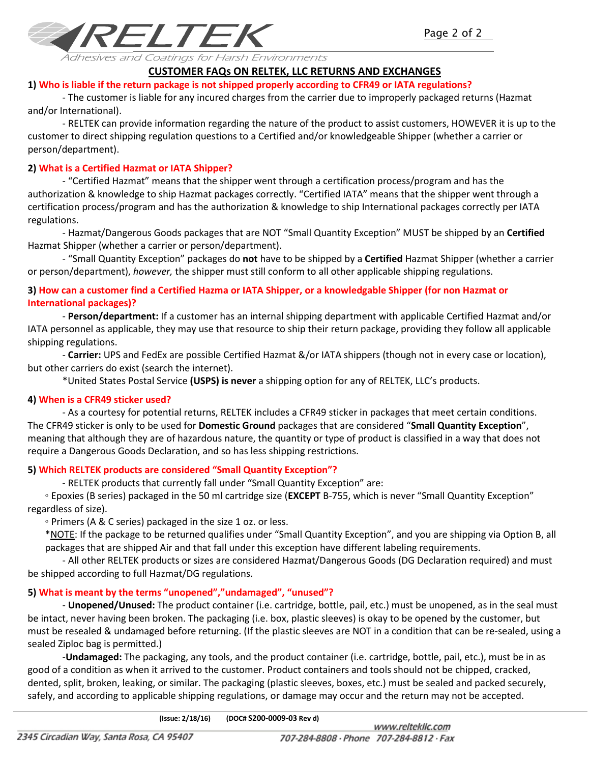## CUSTOMER FAQs ON RELTEK, LLC RETURNS AND EXCHANGES

**1) Who is liable if the return package is not shipped properly according to CFR49 or IATA regulations?**

- The customer is liable for any incured charges from the carrier due to improperly packaged returns (Hazmat and/or International).

- RELTEK can provide information regarding the nature of the product to assist customers, HOWEVER it is up to the customer to direct shipping regulation questions to a Certified and/or knowledgeable Shipper (whether a carrier or person/department).

**2) What is a Certified Hazmat or IATA Shipper?**

- "Certified Hazmat" means that the shipper went through a certification process/program and has the authorization & knowledge to ship Hazmat packages correctly. "Certified IATA" means that the shipper went through a certification process/program and has the authorization & knowledge to ship International packages correctly per IATA regulations.

- Hazmat/Dangerous Goods packages that are NOT "Small Quantity Exception" MUST be shipped by an **Certified** Hazmat Shipper (whether a carrier or person/department).

- "Small Quantity Exception" packages do **not** have to be shipped by a **Certified** Hazmat Shipper (whether a carrier or person/department), *however,* the shipper must still conform to all other applicable shipping regulations.

**3) How can a customer find a Certified Hazma or IATA Shipper, or a knowledgable Shipper (for non Hazmat or International packages)?**

- **Person/department:** If a customer has an internal shipping department with applicable Certified Hazmat and/or IATA personnel as applicable, they may use that resource to ship their return package, providing they follow all applicable shipping regulations.

- **Carrier:** UPS and FedEx are possible Certified Hazmat &/or IATA shippers (though not in every case or location), but other carriers do exist (search the internet).

*United States Postal Service **(USPS) is never** a shipping option for any of RELTEK, LLC's products.

**4) When is a CFR49 sticker used?**

- As a courtesy for potential returns, RELTEK includes a CFR49 sticker in packages that meet certain conditions. The CFR49 sticker is only to be used for **Domestic Ground** packages that are considered "**Small Quantity Exception**", meaning that although they are of hazardous nature, the quantity or type of product is classified in a way that does not require a Dangerous Goods Declaration, and so has less shipping restrictions.

**5) Which RELTEK products are considered "Small Quantity Exception"?**

- RELTEK products that currently fall under "Small Quantity Exception" are:

◦ Epoxies (B series) packaged in the 50 ml cartridge size (**EXCEPT** B-755, which is never "Small Quantity Exception" regardless of size).

◦ Primers (A & C series) packaged in the size 1 oz. or less.

*<u>NOTE</u>: If the package to be returned qualifies under "Small Quantity Exception", and you are shipping via Option B, all packages that are shipped Air and that fall under this exception have different labeling requirements.

- All other RELTEK products or sizes are considered Hazmat/Dangerous Goods (DG Declaration required) and must be shipped according to full Hazmat/DG regulations.

**5) What is meant by the terms "unopened","undamaged", "unused"?**

- **Unopened/Unused:** The product container (i.e. cartridge, bottle, pail, etc.) must be unopened, as in the seal must be intact, never having been broken. The packaging (i.e. box, plastic sleeves) is okay to be opened by the customer, but must be resealed & undamaged before returning. (If the plastic sleeves are NOT in a condition that can be re-sealed, using a sealed Ziploc bag is permitted.)

-**Undamaged:** The packaging, any tools, and the product container (i.e. cartridge, bottle, pail, etc.), must be in as good of a condition as when it arrived to the customer. Product containers and tools should not be chipped, cracked, dented, split, broken, leaking, or similar. The packaging (plastic sleeves, boxes, etc.) must be sealed and packed securely, safely, and according to applicable shipping regulations, or damage may occur and the return may not be accepted.

(Issue: 2/18/16) (DOC# S200-0009-03 Rev d)